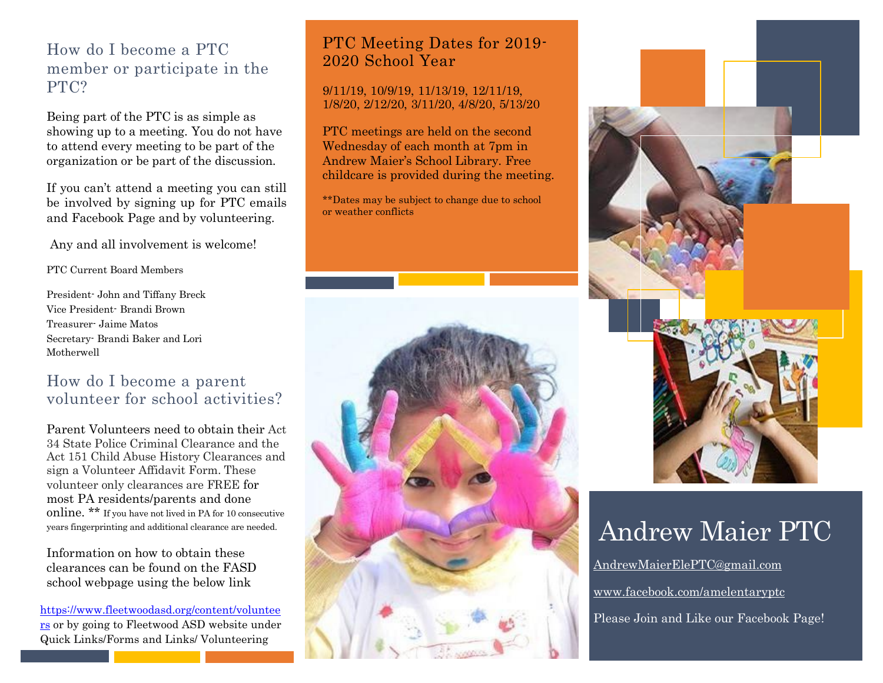## How do I become a PTC member or participate in the PTC?

Being part of the PTC is as simple as showing up to a meeting. You do not have to attend every meeting to be part of the organization or be part of the discussion.

If you can't attend a meeting you can still be involved by signing up for PTC emails and Facebook Page and by volunteering.

Any and all involvement is welcome!

PTC Current Board Members

President- John and Tiffany Breck
Vice President- Brandi Brown
Treasurer- Jaime Matos
Secretary- Brandi Baker and Lori Motherwell

## How do I become a parent volunteer for school activities?

Parent Volunteers need to obtain their Act 34 State Police Criminal Clearance and the Act 151 Child Abuse History Clearances and sign a Volunteer Affidavit Form. These volunteer only clearances are FREE for most PA residents/parents and done online. ** If you have not lived in PA for 10 consecutive years fingerprinting and additional clearance are needed.

Information on how to obtain these clearances can be found on the FASD school webpage using the below link

https://www.fleetwoodasd.org/content/volunteers or by going to Fleetwood ASD website under Quick Links/Forms and Links/ Volunteering

## PTC Meeting Dates for 2019-2020 School Year

9/11/19, 10/9/19, 11/13/19, 12/11/19, 1/8/20, 2/12/20, 3/11/20, 4/8/20, 5/13/20

PTC meetings are held on the second Wednesday of each month at 7pm in Andrew Maier's School Library. Free childcare is provided during the meeting.

**Dates may be subject to change due to school or weather conflicts

# Andrew Maier PTC

AndrewMaierElePTC@gmail.com

www.facebook.com/amelentaryptc

Please Join and Like our Facebook Page!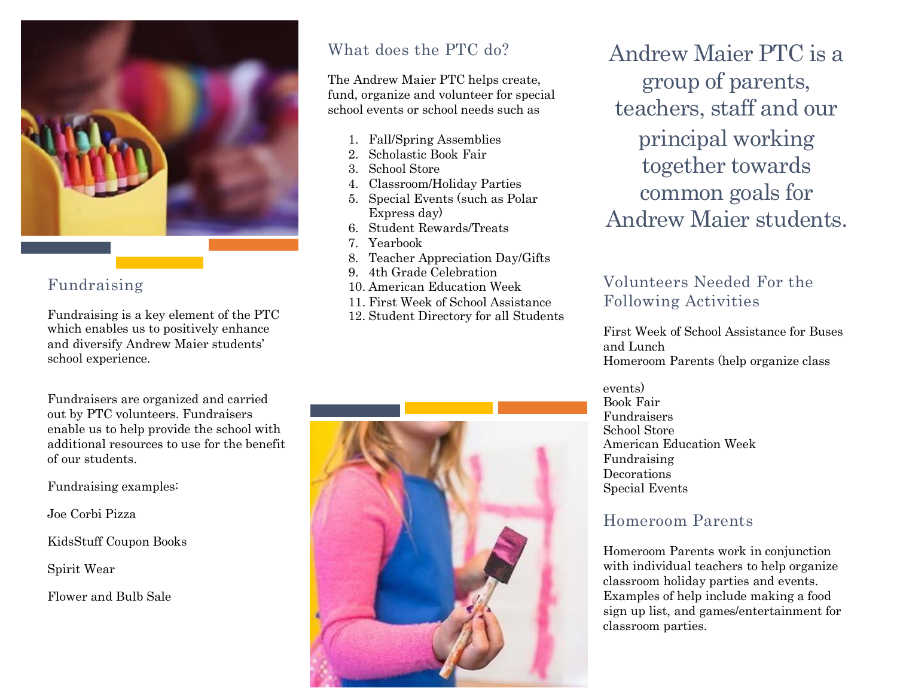## Fundraising

Fundraising is a key element of the PTC which enables us to positively enhance and diversify Andrew Maier students' school experience.

Fundraisers are organized and carried out by PTC volunteers. Fundraisers enable us to help provide the school with additional resources to use for the benefit of our students.

Fundraising examples:

Joe Corbi Pizza

KidsStuff Coupon Books

Spirit Wear

Flower and Bulb Sale

## What does the PTC do?

The Andrew Maier PTC helps create, fund, organize and volunteer for special school events or school needs such as

1. Fall/Spring Assemblies
2. Scholastic Book Fair
3. School Store
4. Classroom/Holiday Parties
5. Special Events (such as Polar Express day)
6. Student Rewards/Treats
7. Yearbook
8. Teacher Appreciation Day/Gifts
9. 4th Grade Celebration
10. American Education Week
11. First Week of School Assistance
12. Student Directory for all Students

# Andrew Maier PTC is a group of parents, teachers, staff and our principal working together towards common goals for Andrew Maier students.

## Volunteers Needed For the Following Activities

First Week of School Assistance for Buses and Lunch
Homeroom Parents (help organize class events)
Book Fair
Fundraisers
School Store
American Education Week
Fundraising
Decorations
Special Events

## Homeroom Parents

Homeroom Parents work in conjunction with individual teachers to help organize classroom holiday parties and events. Examples of help include making a food sign up list, and games/entertainment for classroom parties.